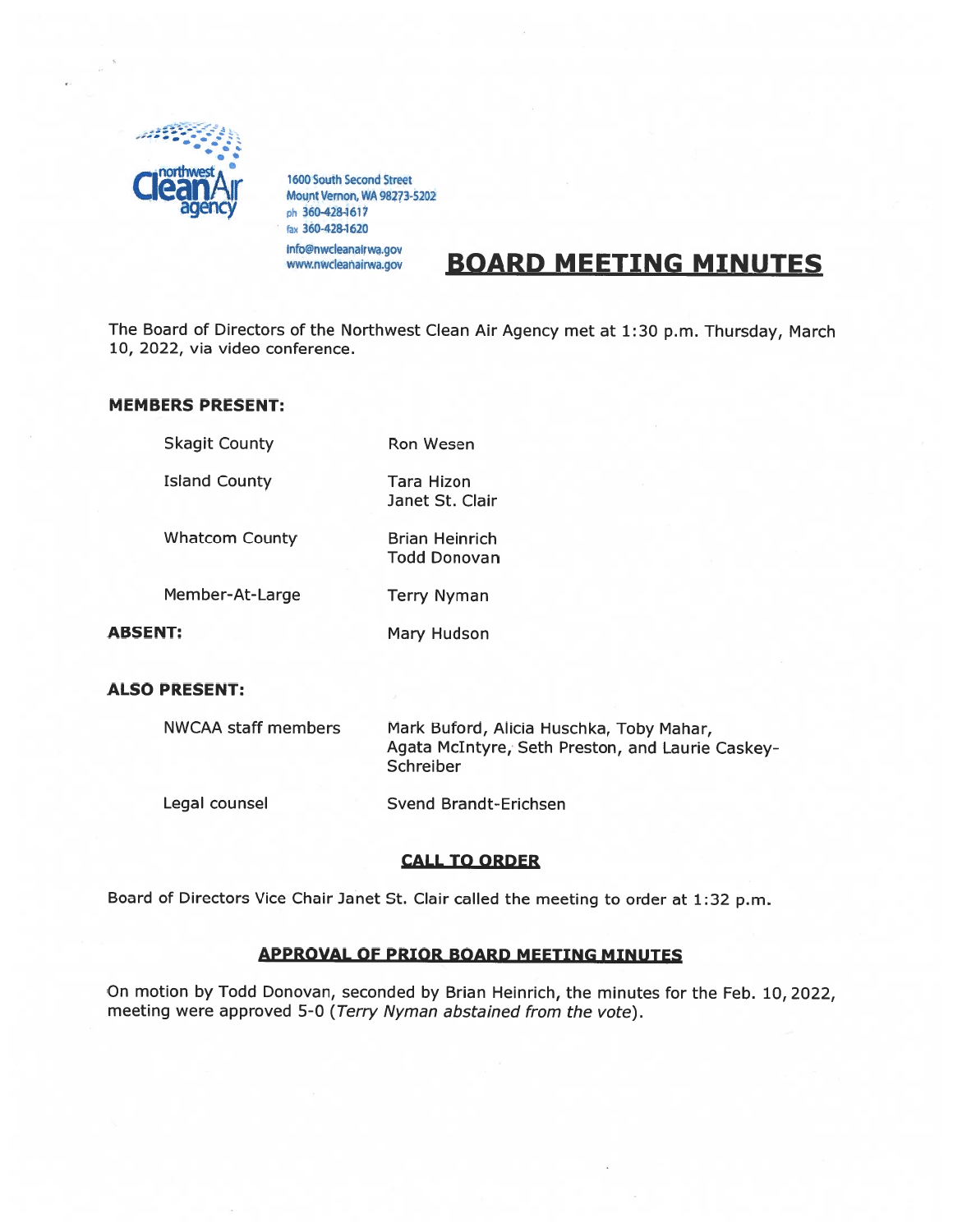northwest Clean Air agency

1600 South Second Street
Mount Vernon, WA 98273-5202
ph 360-428-1617
fax 360-428-1620
info@nwcleanairwa.gov
www.nwcleanairwa.gov

# BOARD MEETING MINUTES

The Board of Directors of the Northwest Clean Air Agency met at 1:30 p.m. Thursday, March 10, 2022, via video conference.

**MEMBERS PRESENT:**

| | |
|---|---|
| Skagit County | Ron Wesen |
| Island County | Tara Hizon<br>Janet St. Clair |
| Whatcom County | Brian Heinrich<br>Todd Donovan |
| Member-At-Large | Terry Nyman |
| **ABSENT:** | Mary Hudson |

**ALSO PRESENT:**

| | |
|---|---|
| NWCAA staff members | Mark Buford, Alicia Huschka, Toby Mahar, Agata McIntyre, Seth Preston, and Laurie Caskey-Schreiber |
| Legal counsel | Svend Brandt-Erichsen |

## CALL TO ORDER

Board of Directors Vice Chair Janet St. Clair called the meeting to order at 1:32 p.m.

## APPROVAL OF PRIOR BOARD MEETING MINUTES

On motion by Todd Donovan, seconded by Brian Heinrich, the minutes for the Feb. 10, 2022, meeting were approved 5-0 (*Terry Nyman abstained from the vote*).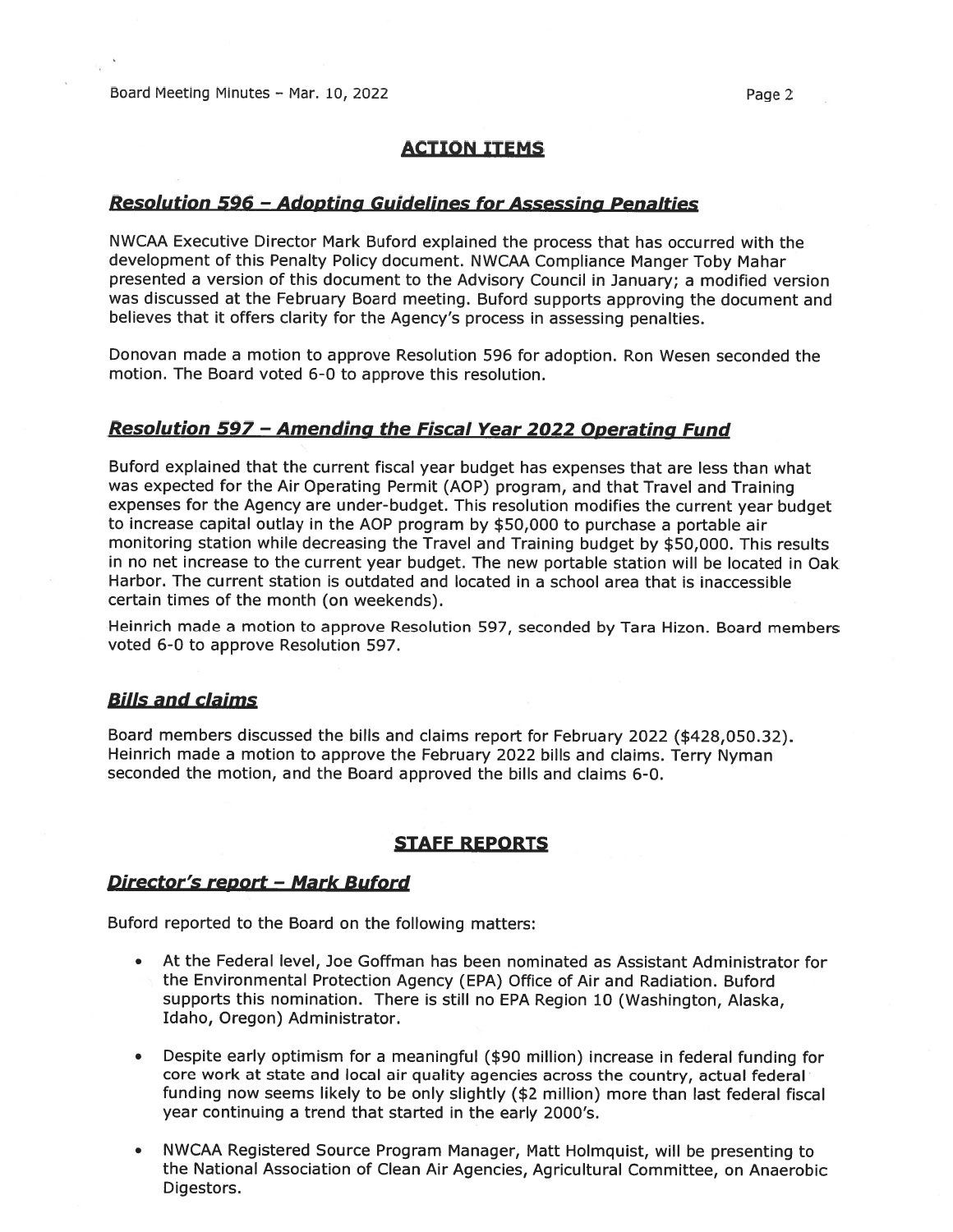## ACTION ITEMS

### *Resolution 596 – Adopting Guidelines for Assessing Penalties*

NWCAA Executive Director Mark Buford explained the process that has occurred with the development of this Penalty Policy document. NWCAA Compliance Manger Toby Mahar presented a version of this document to the Advisory Council in January; a modified version was discussed at the February Board meeting. Buford supports approving the document and believes that it offers clarity for the Agency's process in assessing penalties.

Donovan made a motion to approve Resolution 596 for adoption. Ron Wesen seconded the motion. The Board voted 6-0 to approve this resolution.

### *Resolution 597 – Amending the Fiscal Year 2022 Operating Fund*

Buford explained that the current fiscal year budget has expenses that are less than what was expected for the Air Operating Permit (AOP) program, and that Travel and Training expenses for the Agency are under-budget. This resolution modifies the current year budget to increase capital outlay in the AOP program by $50,000 to purchase a portable air monitoring station while decreasing the Travel and Training budget by $50,000. This results in no net increase to the current year budget. The new portable station will be located in Oak Harbor. The current station is outdated and located in a school area that is inaccessible certain times of the month (on weekends).

Heinrich made a motion to approve Resolution 597, seconded by Tara Hizon. Board members voted 6-0 to approve Resolution 597.

### *Bills and claims*

Board members discussed the bills and claims report for February 2022 ($428,050.32). Heinrich made a motion to approve the February 2022 bills and claims. Terry Nyman seconded the motion, and the Board approved the bills and claims 6-0.

## STAFF REPORTS

### *Director's report – Mark Buford*

Buford reported to the Board on the following matters:

- At the Federal level, Joe Goffman has been nominated as Assistant Administrator for the Environmental Protection Agency (EPA) Office of Air and Radiation. Buford supports this nomination. There is still no EPA Region 10 (Washington, Alaska, Idaho, Oregon) Administrator.
- Despite early optimism for a meaningful ($90 million) increase in federal funding for core work at state and local air quality agencies across the country, actual federal funding now seems likely to be only slightly ($2 million) more than last federal fiscal year continuing a trend that started in the early 2000's.
- NWCAA Registered Source Program Manager, Matt Holmquist, will be presenting to the National Association of Clean Air Agencies, Agricultural Committee, on Anaerobic Digestors.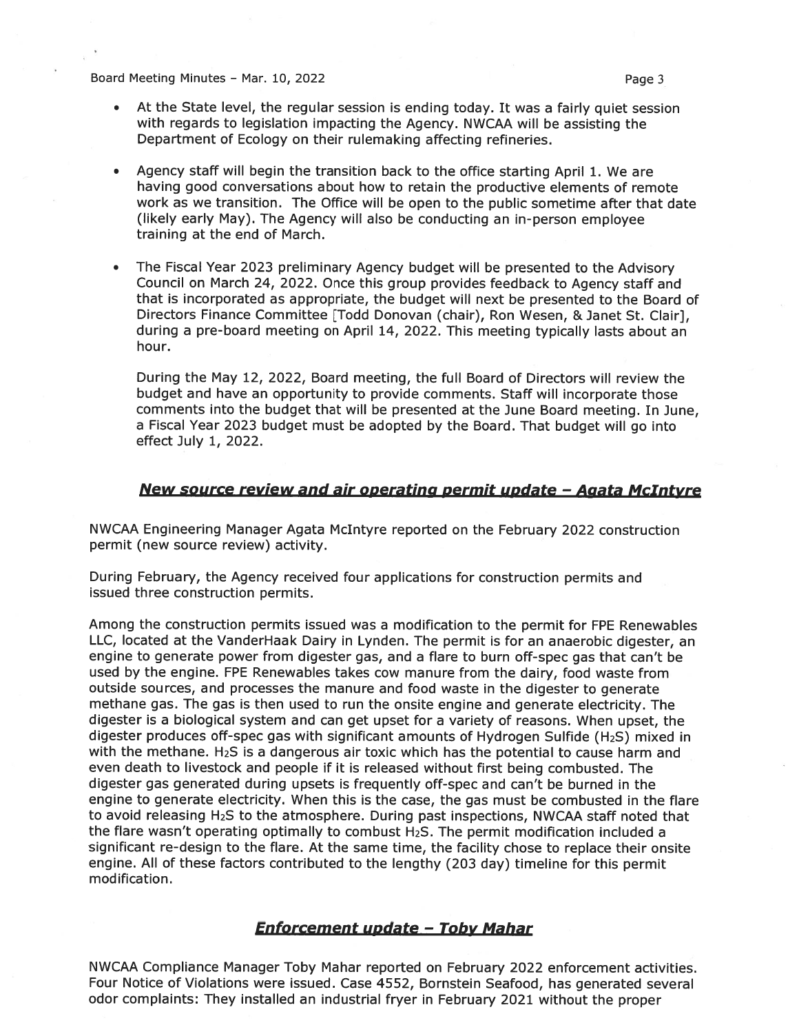- At the State level, the regular session is ending today. It was a fairly quiet session with regards to legislation impacting the Agency. NWCAA will be assisting the Department of Ecology on their rulemaking affecting refineries.

- Agency staff will begin the transition back to the office starting April 1. We are having good conversations about how to retain the productive elements of remote work as we transition. The Office will be open to the public sometime after that date (likely early May). The Agency will also be conducting an in-person employee training at the end of March.

- The Fiscal Year 2023 preliminary Agency budget will be presented to the Advisory Council on March 24, 2022. Once this group provides feedback to Agency staff and that is incorporated as appropriate, the budget will next be presented to the Board of Directors Finance Committee [Todd Donovan (chair), Ron Wesen, & Janet St. Clair], during a pre-board meeting on April 14, 2022. This meeting typically lasts about an hour.

  During the May 12, 2022, Board meeting, the full Board of Directors will review the budget and have an opportunity to provide comments. Staff will incorporate those comments into the budget that will be presented at the June Board meeting. In June, a Fiscal Year 2023 budget must be adopted by the Board. That budget will go into effect July 1, 2022.

## ***New source review and air operating permit update – Agata McIntyre***

NWCAA Engineering Manager Agata McIntyre reported on the February 2022 construction permit (new source review) activity.

During February, the Agency received four applications for construction permits and issued three construction permits.

Among the construction permits issued was a modification to the permit for FPE Renewables LLC, located at the VanderHaak Dairy in Lynden. The permit is for an anaerobic digester, an engine to generate power from digester gas, and a flare to burn off-spec gas that can't be used by the engine. FPE Renewables takes cow manure from the dairy, food waste from outside sources, and processes the manure and food waste in the digester to generate methane gas. The gas is then used to run the onsite engine and generate electricity. The digester is a biological system and can get upset for a variety of reasons. When upset, the digester produces off-spec gas with significant amounts of Hydrogen Sulfide ($H_2S$) mixed in with the methane. $H_2S$ is a dangerous air toxic which has the potential to cause harm and even death to livestock and people if it is released without first being combusted. The digester gas generated during upsets is frequently off-spec and can't be burned in the engine to generate electricity. When this is the case, the gas must be combusted in the flare to avoid releasing $H_2S$ to the atmosphere. During past inspections, NWCAA staff noted that the flare wasn't operating optimally to combust $H_2S$. The permit modification included a significant re-design to the flare. At the same time, the facility chose to replace their onsite engine. All of these factors contributed to the lengthy (203 day) timeline for this permit modification.

## ***Enforcement update – Toby Mahar***

NWCAA Compliance Manager Toby Mahar reported on February 2022 enforcement activities. Four Notice of Violations were issued. Case 4552, Bornstein Seafood, has generated several odor complaints: They installed an industrial fryer in February 2021 without the proper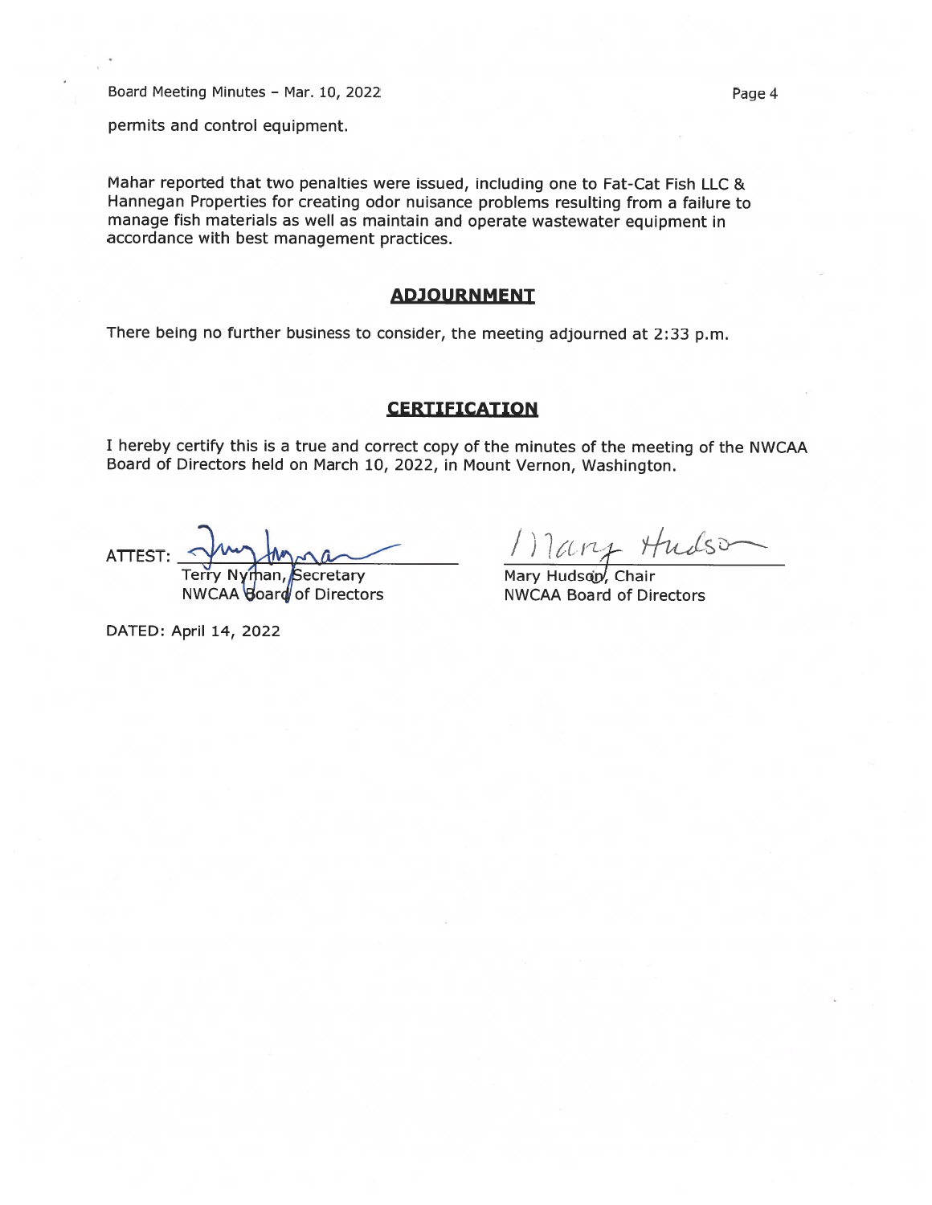permits and control equipment.

Mahar reported that two penalties were issued, including one to Fat-Cat Fish LLC & Hannegan Properties for creating odor nuisance problems resulting from a failure to manage fish materials as well as maintain and operate wastewater equipment in accordance with best management practices.

## ADJOURNMENT

There being no further business to consider, the meeting adjourned at 2:33 p.m.

## CERTIFICATION

I hereby certify this is a true and correct copy of the minutes of the meeting of the NWCAA Board of Directors held on March 10, 2022, in Mount Vernon, Washington.

ATTEST: ______________________
Terry Nyman, Secretary
NWCAA Board of Directors

______________________
Mary Hudson, Chair
NWCAA Board of Directors

DATED: April 14, 2022